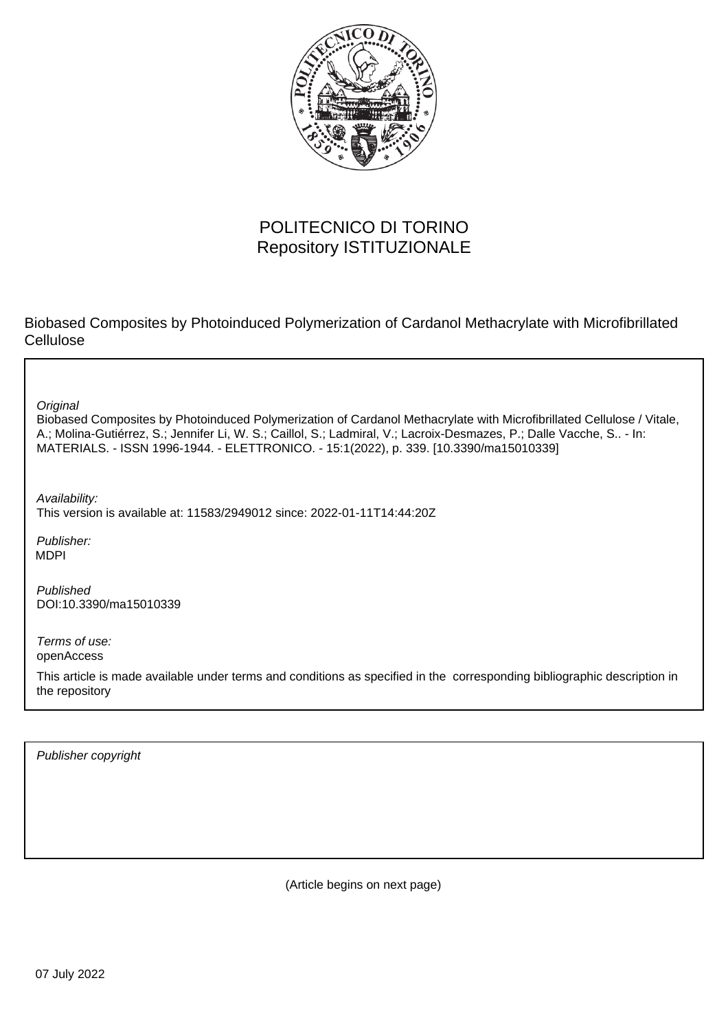POLITECNICO DI TORINO
Repository ISTITUZIONALE

Biobased Composites by Photoinduced Polymerization of Cardanol Methacrylate with Microfibrillated Cellulose

*Original*

Biobased Composites by Photoinduced Polymerization of Cardanol Methacrylate with Microfibrillated Cellulose / Vitale, A.; Molina-Gutiérrez, S.; Jennifer Li, W. S.; Caillol, S.; Ladmiral, V.; Lacroix-Desmazes, P.; Dalle Vacche, S.. - In: MATERIALS. - ISSN 1996-1944. - ELETTRONICO. - 15:1(2022), p. 339. [10.3390/ma15010339]

*Availability:*

This version is available at: 11583/2949012 since: 2022-01-11T14:44:20Z

*Publisher:*

MDPI

*Published*

DOI:10.3390/ma15010339

*Terms of use:*

openAccess

This article is made available under terms and conditions as specified in the corresponding bibliographic description in the repository

*Publisher copyright*

(Article begins on next page)

07 July 2022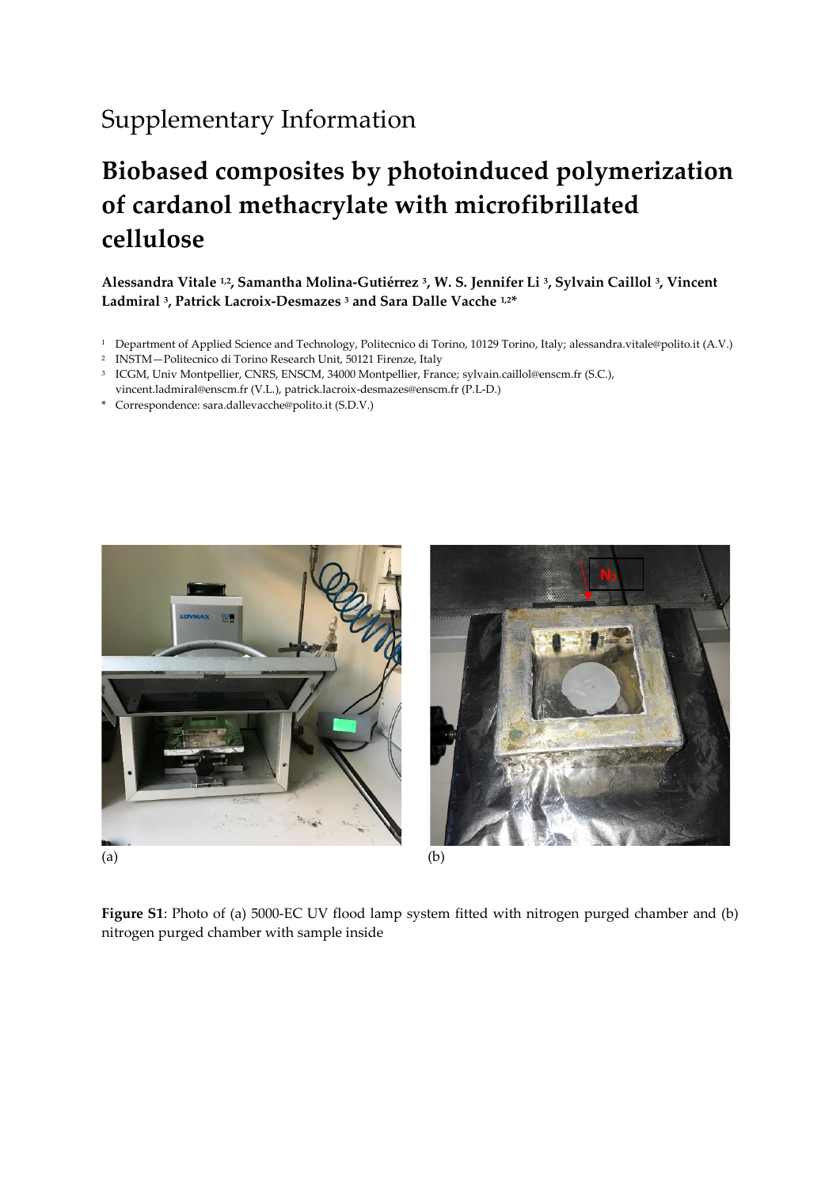Supplementary Information

# Biobased composites by photoinduced polymerization of cardanol methacrylate with microfibrillated cellulose

**Alessandra Vitale [1,2], Samantha Molina-Gutiérrez [3], W. S. Jennifer Li [3], Sylvain Caillol [3], Vincent Ladmiral [3], Patrick Lacroix-Desmazes [3] and Sara Dalle Vacche [1,2]***

[1] Department of Applied Science and Technology, Politecnico di Torino, 10129 Torino, Italy; alessandra.vitale@polito.it (A.V.)
[2] INSTM—Politecnico di Torino Research Unit, 50121 Firenze, Italy
[3] ICGM, Univ Montpellier, CNRS, ENSCM, 34000 Montpellier, France; sylvain.caillol@enscm.fr (S.C.), vincent.ladmiral@enscm.fr (V.L.), patrick.lacroix-desmazes@enscm.fr (P.L-D.)
* Correspondence: sara.dallevacche@polito.it (S.D.V.)

(a) (b)

**Figure S1**: Photo of (a) 5000-EC UV flood lamp system fitted with nitrogen purged chamber and (b) nitrogen purged chamber with sample inside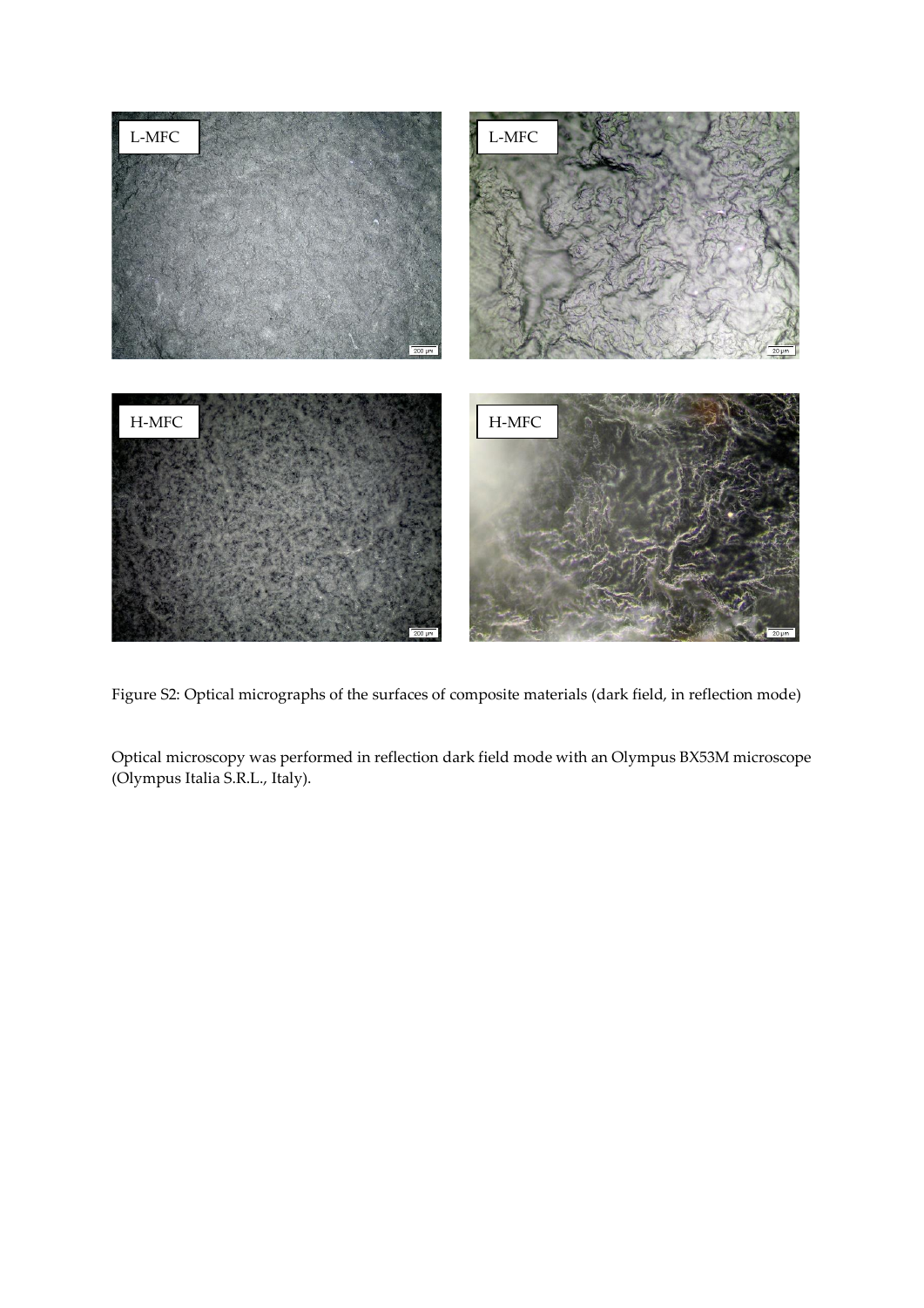Figure S2: Optical micrographs of the surfaces of composite materials (dark field, in reflection mode)

Optical microscopy was performed in reflection dark field mode with an Olympus BX53M microscope (Olympus Italia S.R.L., Italy).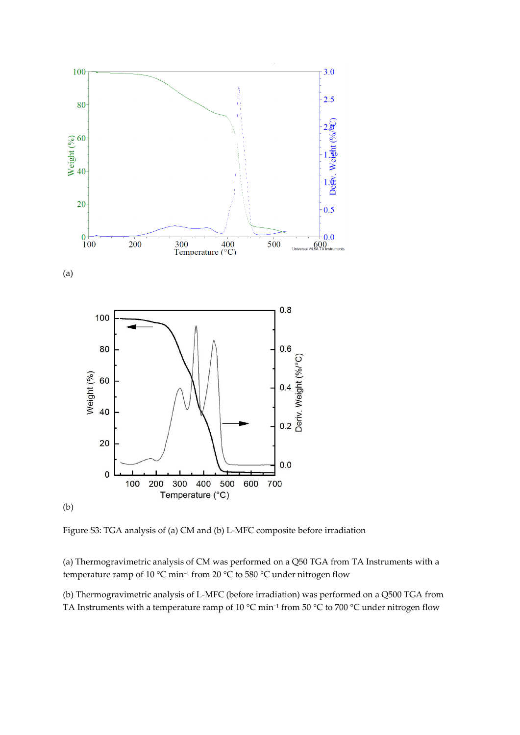(a)

(b)

Figure S3: TGA analysis of (a) CM and (b) L-MFC composite before irradiation

(a) Thermogravimetric analysis of CM was performed on a Q50 TGA from TA Instruments with a temperature ramp of 10 °C min$^{-1}$ from 20 °C to 580 °C under nitrogen flow

(b) Thermogravimetric analysis of L-MFC (before irradiation) was performed on a Q500 TGA from TA Instruments with a temperature ramp of 10 °C min$^{-1}$ from 50 °C to 700 °C under nitrogen flow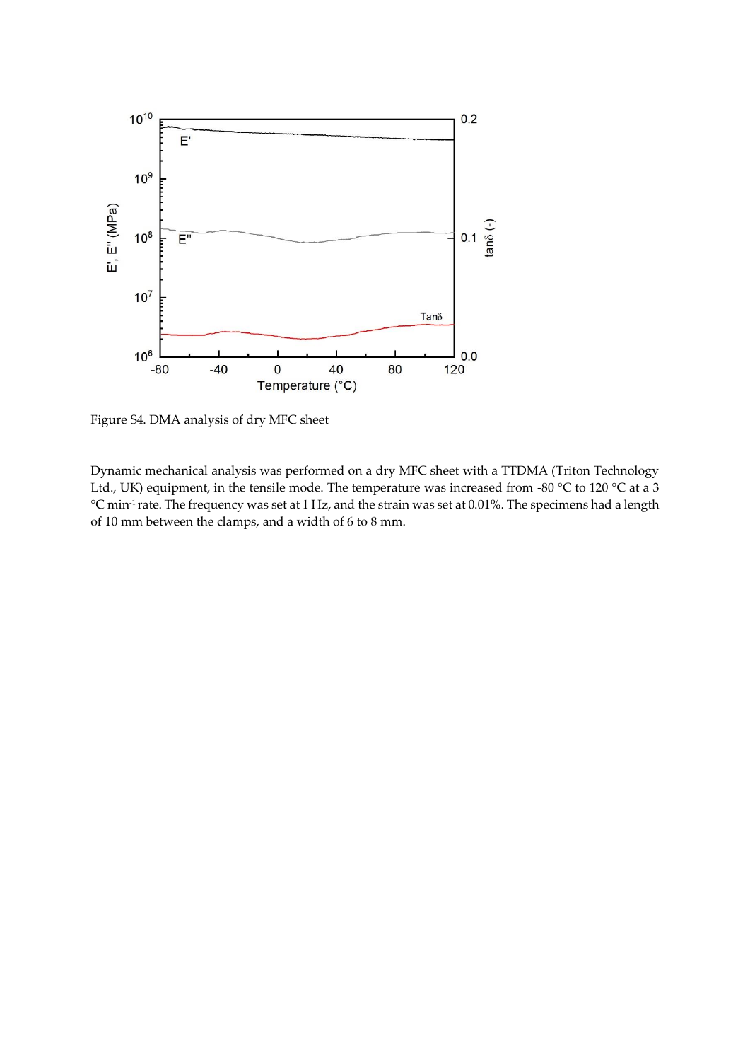Figure S4. DMA analysis of dry MFC sheet

Dynamic mechanical analysis was performed on a dry MFC sheet with a TTDMA (Triton Technology Ltd., UK) equipment, in the tensile mode. The temperature was increased from -80 °C to 120 °C at a 3 °C min$^{-1}$ rate. The frequency was set at 1 Hz, and the strain was set at 0.01%. The specimens had a length of 10 mm between the clamps, and a width of 6 to 8 mm.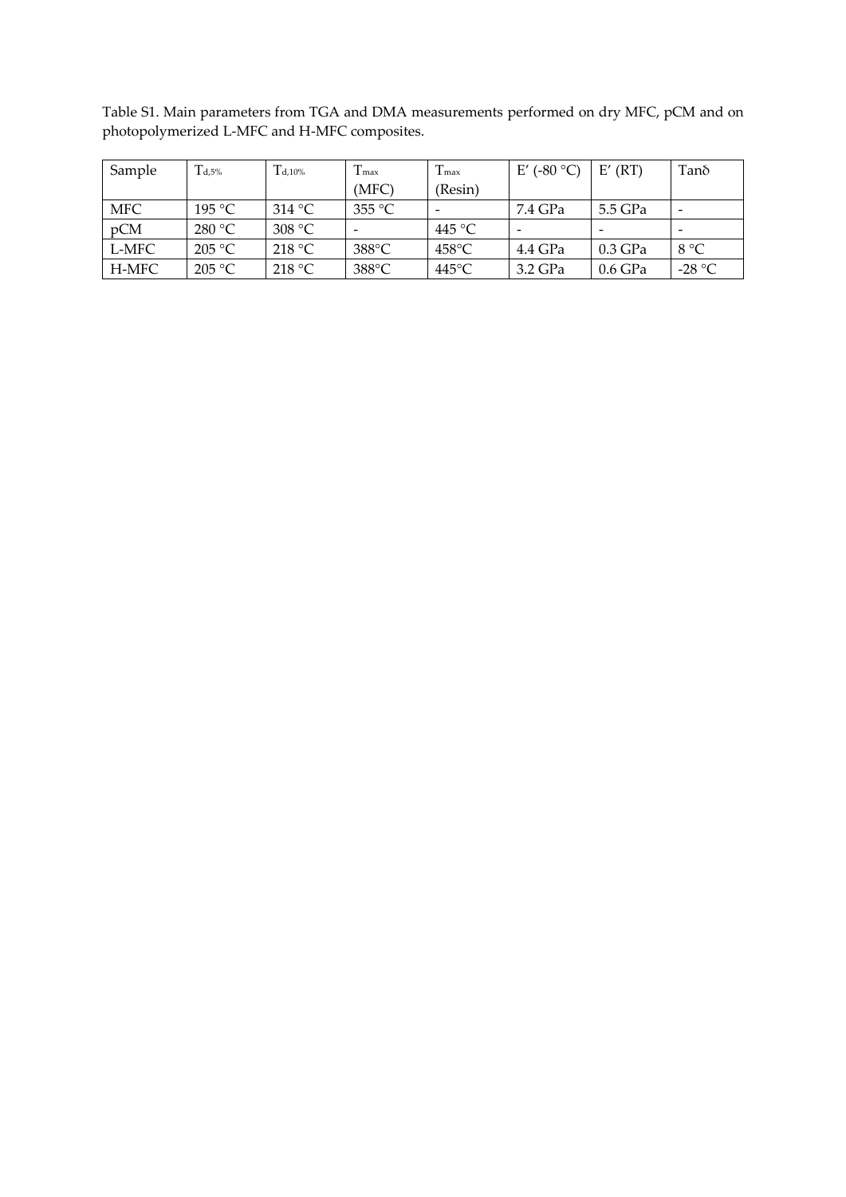Table S1. Main parameters from TGA and DMA measurements performed on dry MFC, pCM and on photopolymerized L-MFC and H-MFC composites.

| Sample | $T_{d,5\%}$ | $T_{d,10\%}$ | $T_{max}$ (MFC) | $T_{max}$ (Resin) | E′ (-80 °C) | E′ (RT) | Tanδ |
|---|---|---|---|---|---|---|---|
| MFC | 195 °C | 314 °C | 355 °C | - | 7.4 GPa | 5.5 GPa | - |
| pCM | 280 °C | 308 °C | - | 445 °C | - | - | - |
| L-MFC | 205 °C | 218 °C | 388°C | 458°C | 4.4 GPa | 0.3 GPa | 8 °C |
| H-MFC | 205 °C | 218 °C | 388°C | 445°C | 3.2 GPa | 0.6 GPa | -28 °C |